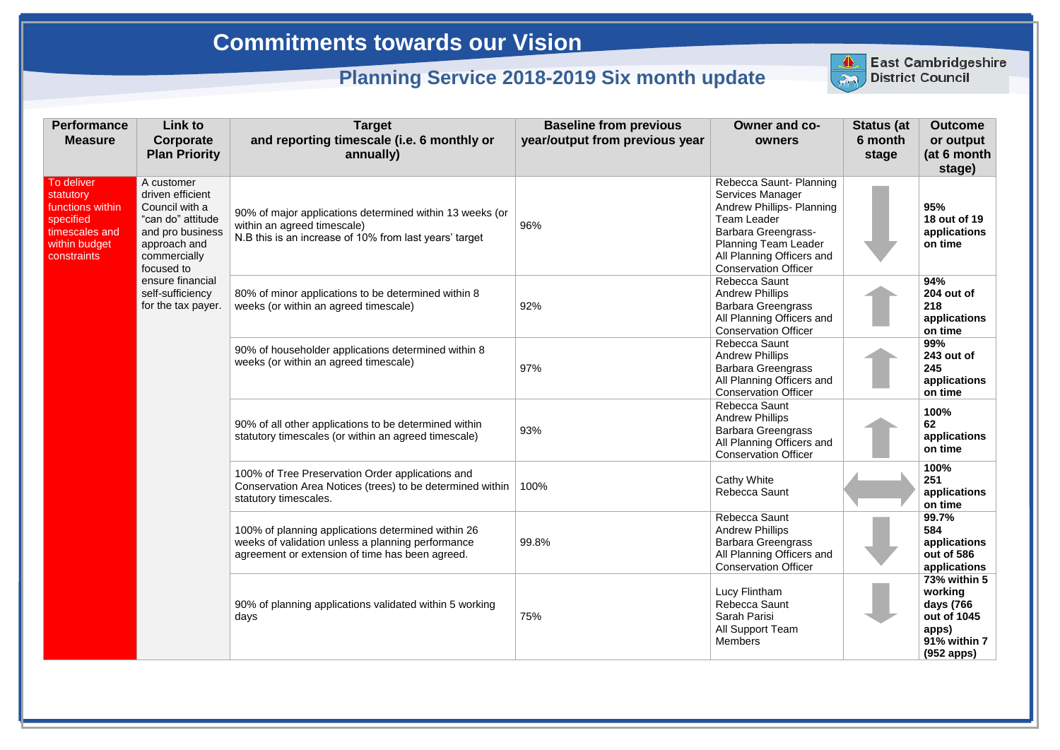# Commitments towards our Vision

## Planning Service 2018-2019 Six month update

East Cambridgeshire District Council

| Performance Measure | Link to Corporate Plan Priority | Target and reporting timescale (i.e. 6 monthly or annually) | Baseline from previous year/output from previous year | Owner and co-owners | Status (at 6 month stage) | Outcome or output (at 6 month stage) |
|---|---|---|---|---|---|---|
| To deliver statutory functions within specified timescales and within budget constraints | A customer driven efficient Council with a "can do" attitude and pro business approach and commercially focused to ensure financial self-sufficiency for the tax payer. | 90% of major applications determined within 13 weeks (or within an agreed timescale)<br>N.B this is an increase of 10% from last years' target | 96% | Rebecca Saunt- Planning Services Manager<br>Andrew Phillips- Planning Team Leader<br>Barbara Greengrass- Planning Team Leader<br>All Planning Officers and Conservation Officer | ↓ | **95%**<br>**18 out of 19 applications on time** |
| | | 80% of minor applications to be determined within 8 weeks (or within an agreed timescale) | 92% | Rebecca Saunt<br>Andrew Phillips<br>Barbara Greengrass<br>All Planning Officers and Conservation Officer | ↑ | **94%**<br>**204 out of 218 applications on time** |
| | | 90% of householder applications determined within 8 weeks (or within an agreed timescale) | 97% | Rebecca Saunt<br>Andrew Phillips<br>Barbara Greengrass<br>All Planning Officers and Conservation Officer | ↑ | **99%**<br>**243 out of 245 applications on time** |
| | | 90% of all other applications to be determined within statutory timescales (or within an agreed timescale) | 93% | Rebecca Saunt<br>Andrew Phillips<br>Barbara Greengrass<br>All Planning Officers and Conservation Officer | ↑ | **100%**<br>**62 applications on time** |
| | | 100% of Tree Preservation Order applications and Conservation Area Notices (trees) to be determined within statutory timescales. | 100% | Cathy White<br>Rebecca Saunt | ↔ | **100%**<br>**251 applications on time** |
| | | 100% of planning applications determined within 26 weeks of validation unless a planning performance agreement or extension of time has been agreed. | 99.8% | Rebecca Saunt<br>Andrew Phillips<br>Barbara Greengrass<br>All Planning Officers and Conservation Officer | ↓ | **99.7%**<br>**584 applications out of 586 applications** |
| | | 90% of planning applications validated within 5 working days | 75% | Lucy Flintham<br>Rebecca Saunt<br>Sarah Parisi<br>All Support Team Members | ↓ | **73% within 5 working days (766 out of 1045 apps)**<br>**91% within 7 (952 apps)** |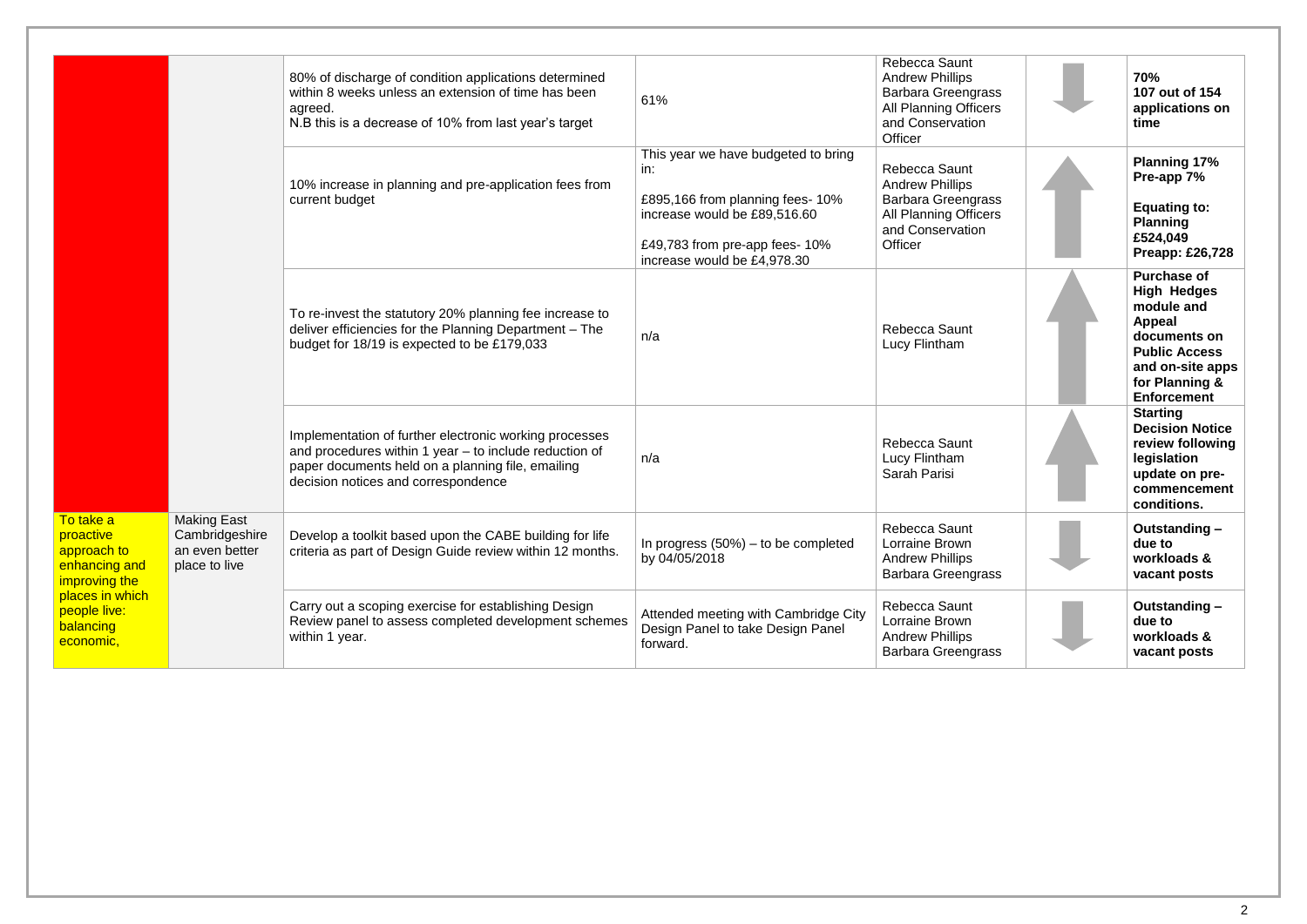|  |  |  |  |  |  |  |
|---|---|---|---|---|---|---|
|  |  | 80% of discharge of condition applications determined within 8 weeks unless an extension of time has been agreed.<br>N.B this is a decrease of 10% from last year's target | 61% | Rebecca Saunt<br>Andrew Phillips<br>Barbara Greengrass<br>All Planning Officers and Conservation Officer | ↓ | **70%**<br>**107 out of 154 applications on time** |
|  |  | 10% increase in planning and pre-application fees from current budget | This year we have budgeted to bring in:<br><br>£895,166 from planning fees- 10% increase would be £89,516.60<br><br>£49,783 from pre-app fees- 10% increase would be £4,978.30 | Rebecca Saunt<br>Andrew Phillips<br>Barbara Greengrass<br>All Planning Officers and Conservation Officer | ↑ | **Planning 17%**<br>**Pre-app 7%**<br><br>**Equating to:**<br>**Planning £524,049**<br>**Preapp: £26,728** |
|  |  | To re-invest the statutory 20% planning fee increase to deliver efficiencies for the Planning Department – The budget for 18/19 is expected to be £179,033 | n/a | Rebecca Saunt<br>Lucy Flintham | ↑ | **Purchase of High Hedges module and Appeal documents on Public Access and on-site apps for Planning & Enforcement** |
|  |  | Implementation of further electronic working processes and procedures within 1 year – to include reduction of paper documents held on a planning file, emailing decision notices and correspondence | n/a | Rebecca Saunt<br>Lucy Flintham<br>Sarah Parisi | ↑ | **Starting Decision Notice review following legislation update on pre-commencement conditions.** |
| To take a proactive approach to enhancing and improving the places in which people live: balancing economic, | Making East Cambridgeshire an even better place to live | Develop a toolkit based upon the CABE building for life criteria as part of Design Guide review within 12 months. | In progress (50%) – to be completed by 04/05/2018 | Rebecca Saunt<br>Lorraine Brown<br>Andrew Phillips<br>Barbara Greengrass | ↓ | **Outstanding – due to workloads & vacant posts** |
|  |  | Carry out a scoping exercise for establishing Design Review panel to assess completed development schemes within 1 year. | Attended meeting with Cambridge City Design Panel to take Design Panel forward. | Rebecca Saunt<br>Lorraine Brown<br>Andrew Phillips<br>Barbara Greengrass | ↓ | **Outstanding – due to workloads & vacant posts** |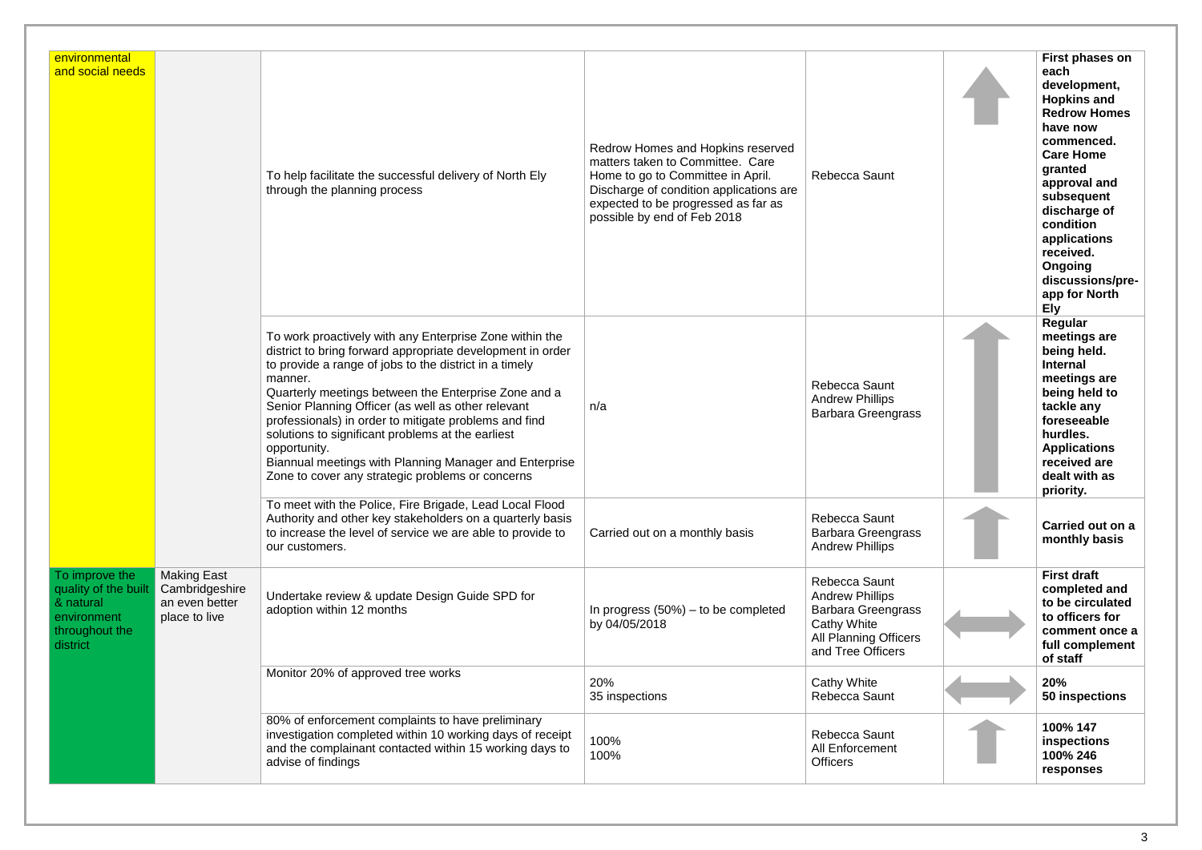| | | | | | | |
|---|---|---|---|---|---|---|
| environmental and social needs | | To help facilitate the successful delivery of North Ely through the planning process | Redrow Homes and Hopkins reserved matters taken to Committee. Care Home to go to Committee in April. Discharge of condition applications are expected to be progressed as far as possible by end of Feb 2018 | Rebecca Saunt | ↑ | **First phases on each development, Hopkins and Redrow Homes have now commenced. Care Home granted approval and subsequent discharge of condition applications received. Ongoing discussions/pre-app for North Ely** |
| | | To work proactively with any Enterprise Zone within the district to bring forward appropriate development in order to provide a range of jobs to the district in a timely manner.<br>Quarterly meetings between the Enterprise Zone and a Senior Planning Officer (as well as other relevant professionals) in order to mitigate problems and find solutions to significant problems at the earliest opportunity.<br>Biannual meetings with Planning Manager and Enterprise Zone to cover any strategic problems or concerns | n/a | Rebecca Saunt<br>Andrew Phillips<br>Barbara Greengrass | ↑ | **Regular meetings are being held. Internal meetings are being held to tackle any foreseeable hurdles. Applications received are dealt with as priority.** |
| | | To meet with the Police, Fire Brigade, Lead Local Flood Authority and other key stakeholders on a quarterly basis to increase the level of service we are able to provide to our customers. | Carried out on a monthly basis | Rebecca Saunt<br>Barbara Greengrass<br>Andrew Phillips | ↑ | **Carried out on a monthly basis** |
| To improve the quality of the built & natural environment throughout the district | Making East Cambridgeshire an even better place to live | Undertake review & update Design Guide SPD for adoption within 12 months | In progress (50%) – to be completed by 04/05/2018 | Rebecca Saunt<br>Andrew Phillips<br>Barbara Greengrass<br>Cathy White<br>All Planning Officers and Tree Officers | ↔ | **First draft completed and to be circulated to officers for comment once a full complement of staff** |
| | | Monitor 20% of approved tree works | 20%<br>35 inspections | Cathy White<br>Rebecca Saunt | ↔ | **20%<br>50 inspections** |
| | | 80% of enforcement complaints to have preliminary investigation completed within 10 working days of receipt and the complainant contacted within 15 working days to advise of findings | 100%<br>100% | Rebecca Saunt<br>All Enforcement Officers | ↑ | **100% 147 inspections<br>100% 246 responses** |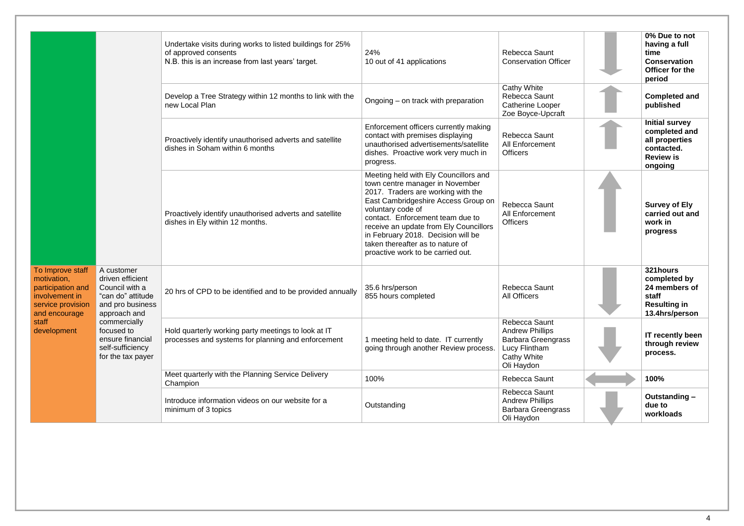| | | | | | | |
|---|---|---|---|---|---|---|
| | | Undertake visits during works to listed buildings for 25% of approved consents<br>N.B. this is an increase from last years' target. | 24%<br>10 out of 41 applications | Rebecca Saunt<br>Conservation Officer | ↓ | **0% Due to not having a full time Conservation Officer for the period** |
| | | Develop a Tree Strategy within 12 months to link with the new Local Plan | Ongoing – on track with preparation | Cathy White<br>Rebecca Saunt<br>Catherine Looper<br>Zoe Boyce-Upcraft | ↑ | **Completed and published** |
| | | Proactively identify unauthorised adverts and satellite dishes in Soham within 6 months | Enforcement officers currently making contact with premises displaying unauthorised advertisements/satellite dishes. Proactive work very much in progress. | Rebecca Saunt<br>All Enforcement Officers | ↑ | **Initial survey completed and all properties contacted. Review is ongoing** |
| | | Proactively identify unauthorised adverts and satellite dishes in Ely within 12 months. | Meeting held with Ely Councillors and town centre manager in November 2017. Traders are working with the East Cambridgeshire Access Group on voluntary code of contact. Enforcement team due to receive an update from Ely Councillors in February 2018. Decision will be taken thereafter as to nature of proactive work to be carried out. | Rebecca Saunt<br>All Enforcement Officers | ↑ | **Survey of Ely carried out and work in progress** |
| To Improve staff motivation, participation and involvement in service provision and encourage staff development | A customer driven efficient Council with a "can do" attitude and pro business approach and commercially focused to ensure financial self-sufficiency for the tax payer | 20 hrs of CPD to be identified and to be provided annually | 35.6 hrs/person<br>855 hours completed | Rebecca Saunt<br>All Officers | ↓ | **321hours completed by 24 members of staff Resulting in 13.4hrs/person** |
| | | Hold quarterly working party meetings to look at IT processes and systems for planning and enforcement | 1 meeting held to date. IT currently going through another Review process. | Rebecca Saunt<br>Andrew Phillips<br>Barbara Greengrass<br>Lucy Flintham<br>Cathy White<br>Oli Haydon | ↓ | **IT recently been through review process.** |
| | | Meet quarterly with the Planning Service Delivery Champion | 100% | Rebecca Saunt | ↔ | **100%** |
| | | Introduce information videos on our website for a minimum of 3 topics | Outstanding | Rebecca Saunt<br>Andrew Phillips<br>Barbara Greengrass<br>Oli Haydon | ↓ | **Outstanding – due to workloads** |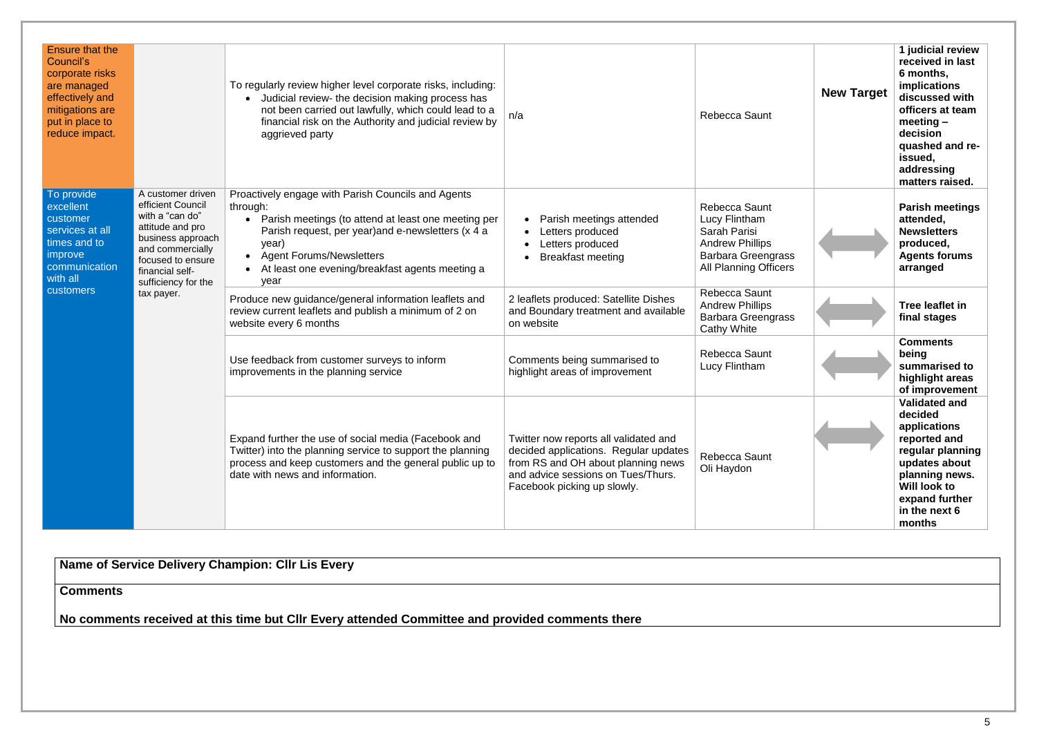| | | | | | | |
|---|---|---|---|---|---|---|
| Ensure that the Council's corporate risks are managed effectively and mitigations are put in place to reduce impact. | | To regularly review higher level corporate risks, including:<br>• Judicial review- the decision making process has not been carried out lawfully, which could lead to a financial risk on the Authority and judicial review by aggrieved party | n/a | Rebecca Saunt | **New Target** | **1 judicial review received in last 6 months, implications discussed with officers at team meeting – decision quashed and re-issued, addressing matters raised.** |
| To provide excellent customer services at all times and to improve communication with all customers | A customer driven efficient Council with a "can do" attitude and pro business approach and commercially focused to ensure financial self-sufficiency for the tax payer. | Proactively engage with Parish Councils and Agents through:<br>• Parish meetings (to attend at least one meeting per Parish request, per year)and e-newsletters (x 4 a year)<br>• Agent Forums/Newsletters<br>• At least one evening/breakfast agents meeting a year | • Parish meetings attended<br>• Letters produced<br>• Letters produced<br>• Breakfast meeting | Rebecca Saunt<br>Lucy Flintham<br>Sarah Parisi<br>Andrew Phillips<br>Barbara Greengrass<br>All Planning Officers | ⟷ | **Parish meetings attended, Newsletters produced, Agents forums arranged** |
| | | Produce new guidance/general information leaflets and review current leaflets and publish a minimum of 2 on website every 6 months | 2 leaflets produced: Satellite Dishes and Boundary treatment and available on website | Rebecca Saunt<br>Andrew Phillips<br>Barbara Greengrass<br>Cathy White | ⟷ | **Tree leaflet in final stages** |
| | | Use feedback from customer surveys to inform improvements in the planning service | Comments being summarised to highlight areas of improvement | Rebecca Saunt<br>Lucy Flintham | ⟷ | **Comments being summarised to highlight areas of improvement** |
| | | Expand further the use of social media (Facebook and Twitter) into the planning service to support the planning process and keep customers and the general public up to date with news and information. | Twitter now reports all validated and decided applications. Regular updates from RS and OH about planning news and advice sessions on Tues/Thurs. Facebook picking up slowly. | Rebecca Saunt<br>Oli Haydon | ⟷ | **Validated and decided applications reported and regular planning updates about planning news. Will look to expand further in the next 6 months** |

| |
|---|
| **Name of Service Delivery Champion: Cllr Lis Every** |
| **Comments**<br><br>**No comments received at this time but Cllr Every attended Committee and provided comments there** |